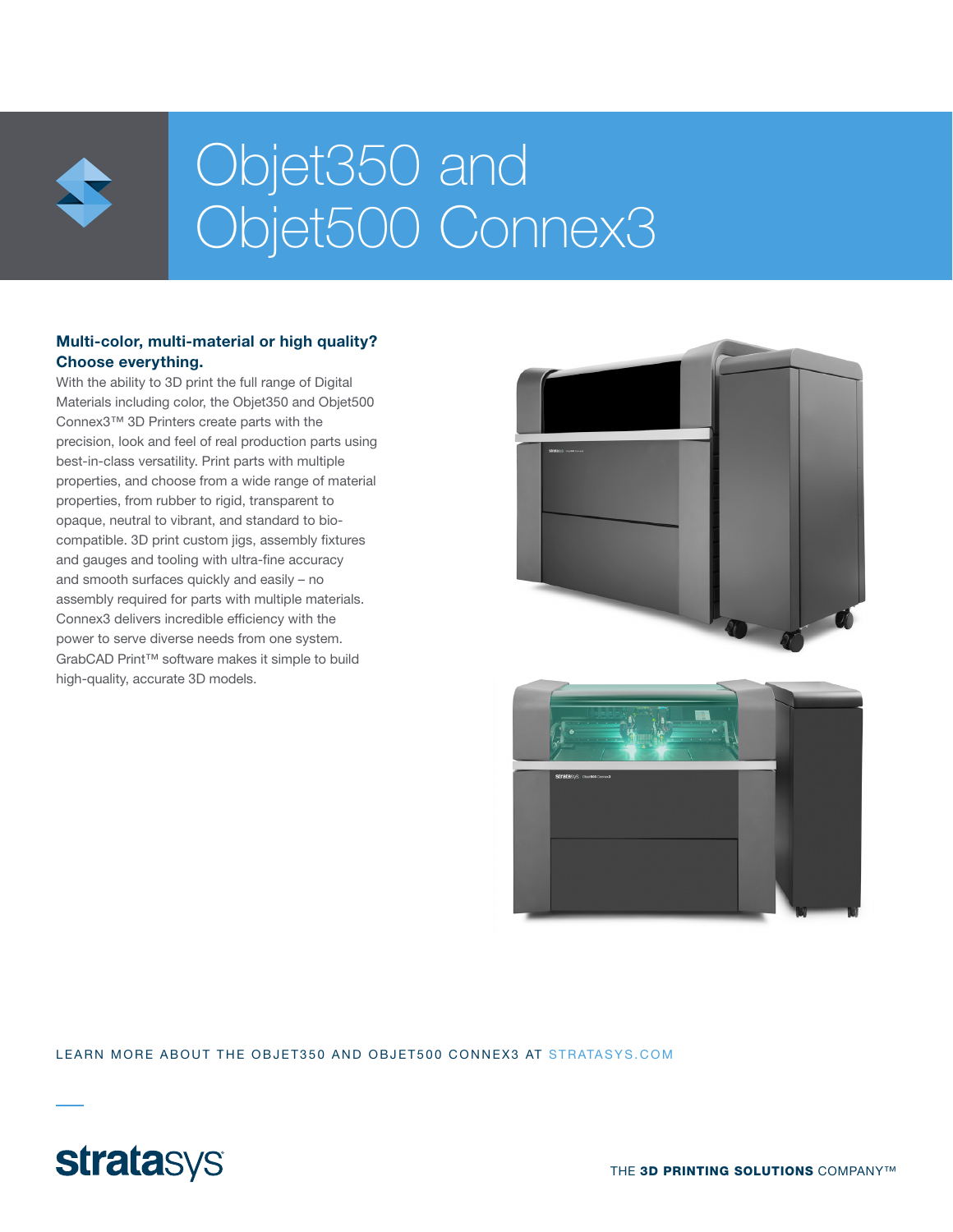# Objet350 and Objet500 Connex3

## Multi-color, multi-material or high quality? Choose everything.

With the ability to 3D print the full range of Digital Materials including color, the Objet350 and Objet500 Connex3™ 3D Printers create parts with the precision, look and feel of real production parts using best-in-class versatility. Print parts with multiple properties, and choose from a wide range of material properties, from rubber to rigid, transparent to opaque, neutral to vibrant, and standard to bio-compatible. 3D print custom jigs, assembly fixtures and gauges and tooling with ultra-fine accuracy and smooth surfaces quickly and easily – no assembly required for parts with multiple materials. Connex3 delivers incredible efficiency with the power to serve diverse needs from one system. GrabCAD Print™ software makes it simple to build high-quality, accurate 3D models.

LEARN MORE ABOUT THE OBJET350 AND OBJET500 CONNEX3 AT STRATASYS.COM

stratasys

THE **3D PRINTING SOLUTIONS** COMPANY™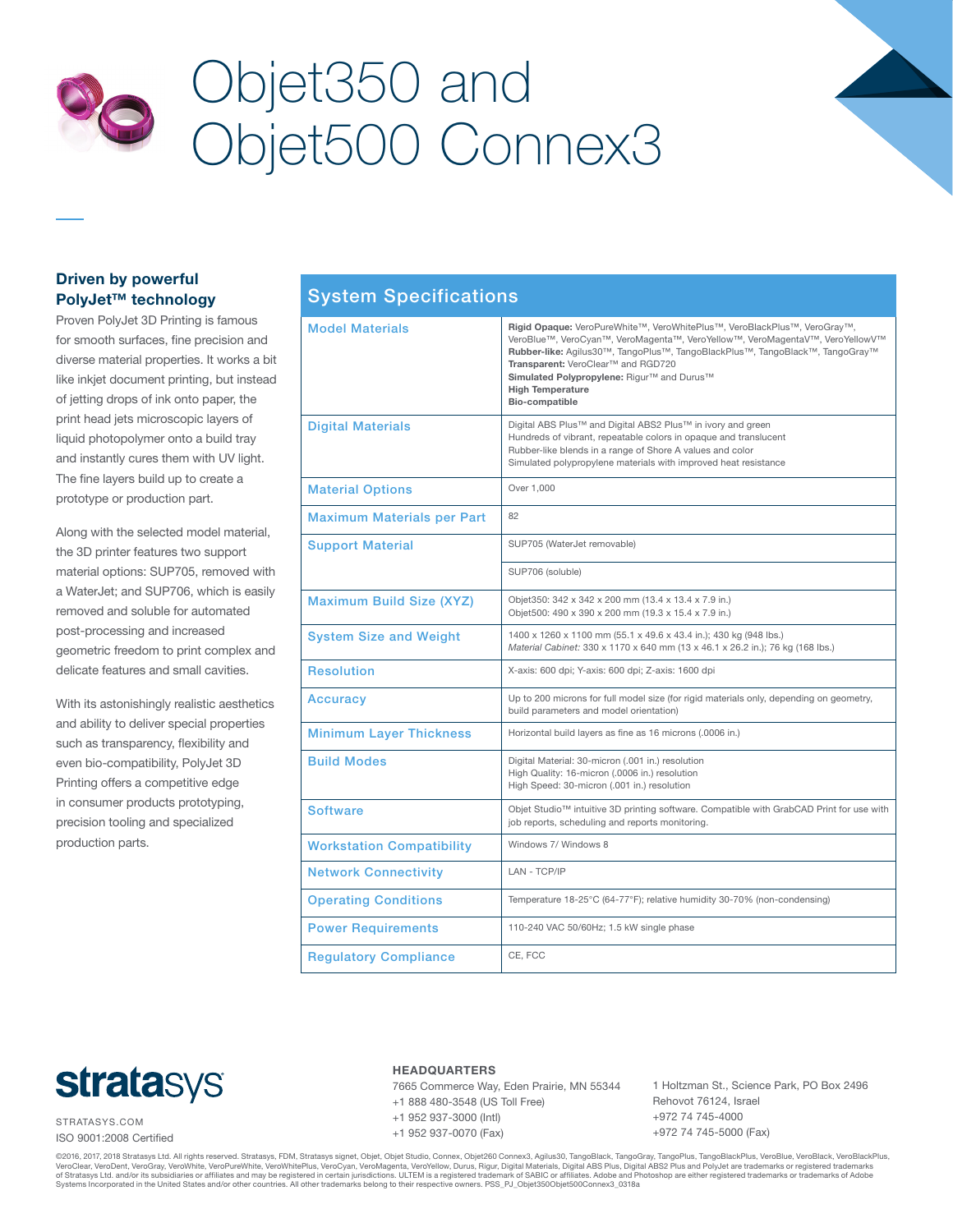# Objet350 and Objet500 Connex3

## Driven by powerful PolyJet™ technology

Proven PolyJet 3D Printing is famous for smooth surfaces, fine precision and diverse material properties. It works a bit like inkjet document printing, but instead of jetting drops of ink onto paper, the print head jets microscopic layers of liquid photopolymer onto a build tray and instantly cures them with UV light. The fine layers build up to create a prototype or production part.

Along with the selected model material, the 3D printer features two support material options: SUP705, removed with a WaterJet; and SUP706, which is easily removed and soluble for automated post-processing and increased geometric freedom to print complex and delicate features and small cavities.

With its astonishingly realistic aesthetics and ability to deliver special properties such as transparency, flexibility and even bio-compatibility, PolyJet 3D Printing offers a competitive edge in consumer products prototyping, precision tooling and specialized production parts.

## System Specifications

| | |
|---|---|
| Model Materials | **Rigid Opaque:** VeroPureWhite™, VeroWhitePlus™, VeroBlackPlus™, VeroGray™, VeroBlue™, VeroCyan™, VeroMagenta™, VeroYellow™, VeroMagentaV™, VeroYellowV™<br>**Rubber-like:** Agilus30™, TangoPlus™, TangoBlackPlus™, TangoBlack™, TangoGray™<br>**Transparent:** VeroClear™ and RGD720<br>**Simulated Polypropylene:** Rigur™ and Durus™<br>**High Temperature**<br>**Bio-compatible** |
| Digital Materials | Digital ABS Plus™ and Digital ABS2 Plus™ in ivory and green<br>Hundreds of vibrant, repeatable colors in opaque and translucent<br>Rubber-like blends in a range of Shore A values and color<br>Simulated polypropylene materials with improved heat resistance |
| Material Options | Over 1,000 |
| Maximum Materials per Part | 82 |
| Support Material | SUP705 (WaterJet removable)<br>SUP706 (soluble) |
| Maximum Build Size (XYZ) | Objet350: 342 x 342 x 200 mm (13.4 x 13.4 x 7.9 in.)<br>Objet500: 490 x 390 x 200 mm (19.3 x 15.4 x 7.9 in.) |
| System Size and Weight | 1400 x 1260 x 1100 mm (55.1 x 49.6 x 43.4 in.); 430 kg (948 lbs.)<br>*Material Cabinet:* 330 x 1170 x 640 mm (13 x 46.1 x 26.2 in.); 76 kg (168 lbs.) |
| Resolution | X-axis: 600 dpi; Y-axis: 600 dpi; Z-axis: 1600 dpi |
| Accuracy | Up to 200 microns for full model size (for rigid materials only, depending on geometry, build parameters and model orientation) |
| Minimum Layer Thickness | Horizontal build layers as fine as 16 microns (.0006 in.) |
| Build Modes | Digital Material: 30-micron (.001 in.) resolution<br>High Quality: 16-micron (.0006 in.) resolution<br>High Speed: 30-micron (.001 in.) resolution |
| Software | Objet Studio™ intuitive 3D printing software. Compatible with GrabCAD Print for use with job reports, scheduling and reports monitoring. |
| Workstation Compatibility | Windows 7/ Windows 8 |
| Network Connectivity | LAN - TCP/IP |
| Operating Conditions | Temperature 18-25°C (64-77°F); relative humidity 30-70% (non-condensing) |
| Power Requirements | 110-240 VAC 50/60Hz; 1.5 kW single phase |
| Regulatory Compliance | CE, FCC |

stratasys

STRATASYS.COM
ISO 9001:2008 Certified

**HEADQUARTERS**

7665 Commerce Way, Eden Prairie, MN 55344
+1 888 480-3548 (US Toll Free)
+1 952 937-3000 (Intl)
+1 952 937-0070 (Fax)

1 Holtzman St., Science Park, PO Box 2496
Rehovot 76124, Israel
+972 74 745-4000
+972 74 745-5000 (Fax)

©2016, 2017, 2018 Stratasys Ltd. All rights reserved. Stratasys, FDM, Stratasys signet, Objet, Objet Studio, Connex, Objet260 Connex3, Agilus30, TangoBlack, TangoGray, TangoPlus, TangoBlackPlus, VeroBlue, VeroBlack, VeroBlackPlus, VeroClear, VeroDent, VeroGray, VeroWhite, VeroPureWhite, VeroWhitePlus, VeroCyan, VeroMagenta, VeroYellow, Durus, Rigur, Digital Materials, Digital ABS Plus, Digital ABS2 Plus and PolyJet are trademarks or registered trademarks of Stratasys Ltd. and/or its subsidiaries or affiliates and may be registered in certain jurisdictions. ULTEM is a registered trademark of SABIC or affiliates. Adobe and Photoshop are either registered trademarks or trademarks of Adobe Systems Incorporated in the United States and/or other countries. All other trademarks belong to their respective owners. PSS_PJ_Objet350Objet500Connex3_0318a